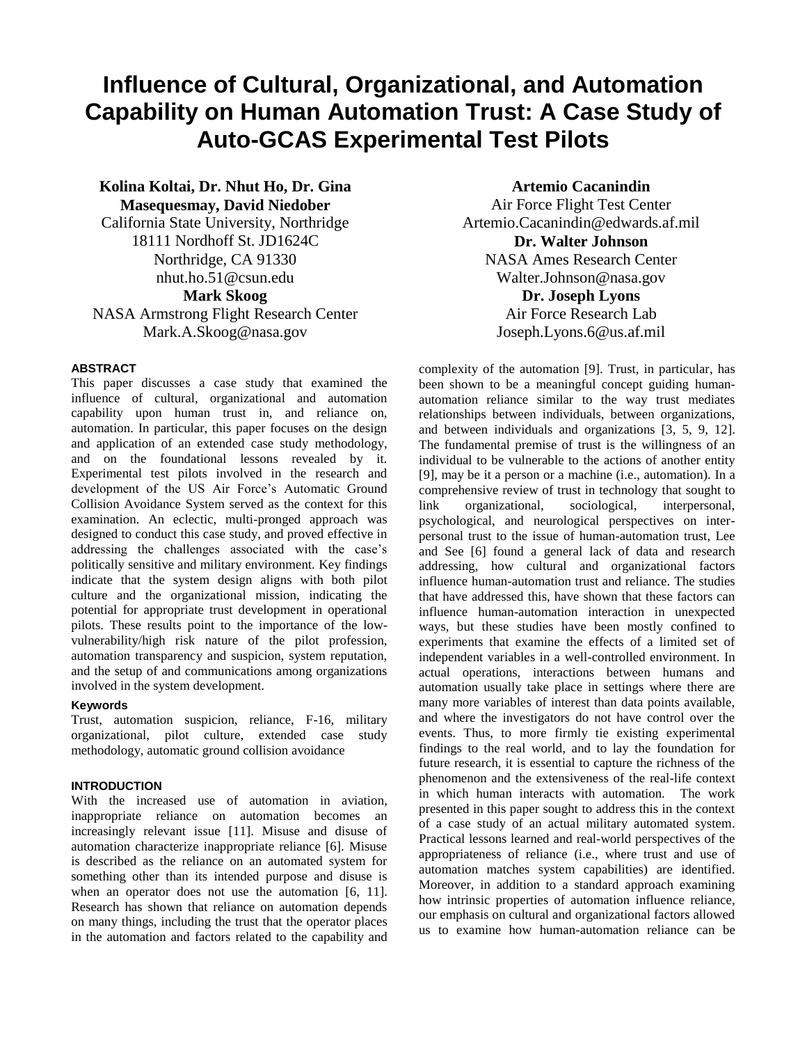# Influence of Cultural, Organizational, and Automation Capability on Human Automation Trust: A Case Study of Auto-GCAS Experimental Test Pilots

**Kolina Koltai, Dr. Nhut Ho, Dr. Gina Masequesmay, David Niedober**
California State University, Northridge
18111 Nordhoff St. JD1624C
Northridge, CA 91330
nhut.ho.51@csun.edu

**Mark Skoog**
NASA Armstrong Flight Research Center
Mark.A.Skoog@nasa.gov

**Artemio Cacanindin**
Air Force Flight Test Center
Artemio.Cacanindin@edwards.af.mil

**Dr. Walter Johnson**
NASA Ames Research Center
Walter.Johnson@nasa.gov

**Dr. Joseph Lyons**
Air Force Research Lab
Joseph.Lyons.6@us.af.mil

## ABSTRACT

This paper discusses a case study that examined the influence of cultural, organizational and automation capability upon human trust in, and reliance on, automation. In particular, this paper focuses on the design and application of an extended case study methodology, and on the foundational lessons revealed by it. Experimental test pilots involved in the research and development of the US Air Force's Automatic Ground Collision Avoidance System served as the context for this examination. An eclectic, multi-pronged approach was designed to conduct this case study, and proved effective in addressing the challenges associated with the case's politically sensitive and military environment. Key findings indicate that the system design aligns with both pilot culture and the organizational mission, indicating the potential for appropriate trust development in operational pilots. These results point to the importance of the low-vulnerability/high risk nature of the pilot profession, automation transparency and suspicion, system reputation, and the setup of and communications among organizations involved in the system development.

### Keywords

Trust, automation suspicion, reliance, F-16, military organizational, pilot culture, extended case study methodology, automatic ground collision avoidance

## INTRODUCTION

With the increased use of automation in aviation, inappropriate reliance on automation becomes an increasingly relevant issue [11]. Misuse and disuse of automation characterize inappropriate reliance [6]. Misuse is described as the reliance on an automated system for something other than its intended purpose and disuse is when an operator does not use the automation [6, 11]. Research has shown that reliance on automation depends on many things, including the trust that the operator places in the automation and factors related to the capability and complexity of the automation [9]. Trust, in particular, has been shown to be a meaningful concept guiding human-automation reliance similar to the way trust mediates relationships between individuals, between organizations, and between individuals and organizations [3, 5, 9, 12]. The fundamental premise of trust is the willingness of an individual to be vulnerable to the actions of another entity [9], may be it a person or a machine (i.e., automation). In a comprehensive review of trust in technology that sought to link organizational, sociological, interpersonal, psychological, and neurological perspectives on inter-personal trust to the issue of human-automation trust, Lee and See [6] found a general lack of data and research addressing, how cultural and organizational factors influence human-automation trust and reliance. The studies that have addressed this, have shown that these factors can influence human-automation interaction in unexpected ways, but these studies have been mostly confined to experiments that examine the effects of a limited set of independent variables in a well-controlled environment. In actual operations, interactions between humans and automation usually take place in settings where there are many more variables of interest than data points available, and where the investigators do not have control over the events. Thus, to more firmly tie existing experimental findings to the real world, and to lay the foundation for future research, it is essential to capture the richness of the phenomenon and the extensiveness of the real-life context in which human interacts with automation. The work presented in this paper sought to address this in the context of a case study of an actual military automated system. Practical lessons learned and real-world perspectives of the appropriateness of reliance (i.e., where trust and use of automation matches system capabilities) are identified. Moreover, in addition to a standard approach examining how intrinsic properties of automation influence reliance, our emphasis on cultural and organizational factors allowed us to examine how human-automation reliance can be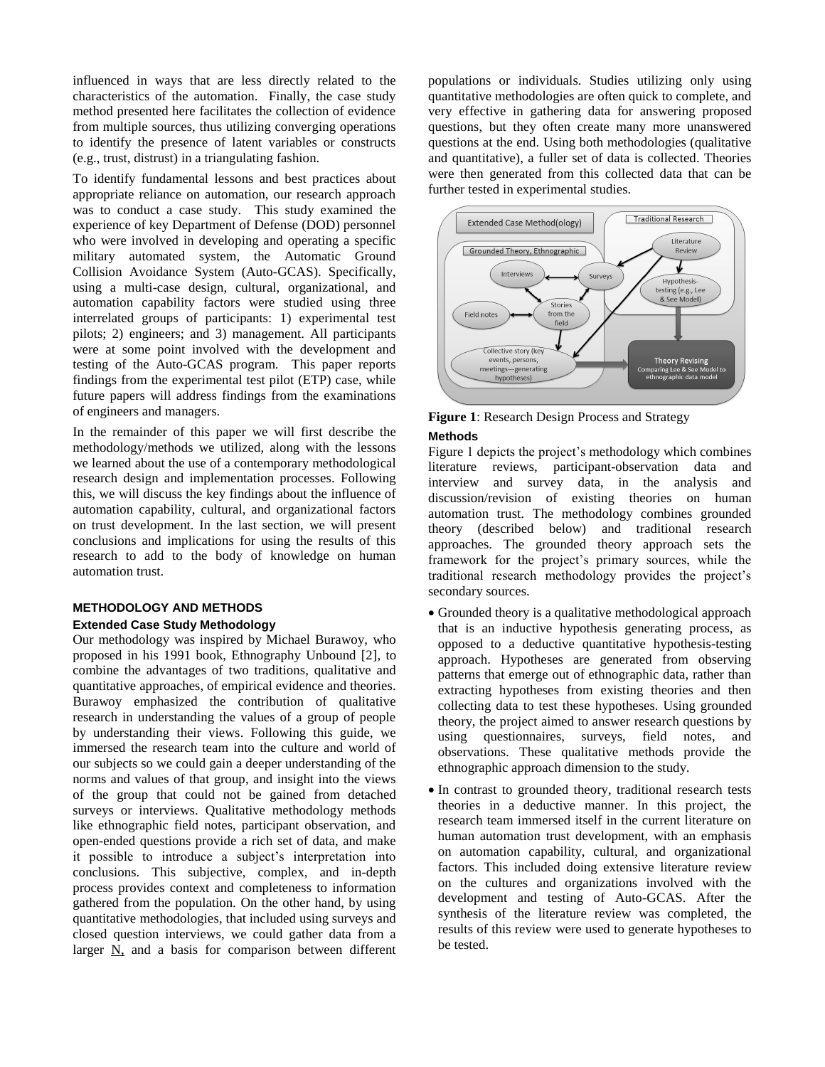influenced in ways that are less directly related to the characteristics of the automation. Finally, the case study method presented here facilitates the collection of evidence from multiple sources, thus utilizing converging operations to identify the presence of latent variables or constructs (e.g., trust, distrust) in a triangulating fashion.

To identify fundamental lessons and best practices about appropriate reliance on automation, our research approach was to conduct a case study. This study examined the experience of key Department of Defense (DOD) personnel who were involved in developing and operating a specific military automated system, the Automatic Ground Collision Avoidance System (Auto-GCAS). Specifically, using a multi-case design, cultural, organizational, and automation capability factors were studied using three interrelated groups of participants: 1) experimental test pilots; 2) engineers; and 3) management. All participants were at some point involved with the development and testing of the Auto-GCAS program. This paper reports findings from the experimental test pilot (ETP) case, while future papers will address findings from the examinations of engineers and managers.

In the remainder of this paper we will first describe the methodology/methods we utilized, along with the lessons we learned about the use of a contemporary methodological research design and implementation processes. Following this, we will discuss the key findings about the influence of automation capability, cultural, and organizational factors on trust development. In the last section, we will present conclusions and implications for using the results of this research to add to the body of knowledge on human automation trust.

## METHODOLOGY AND METHODS

### Extended Case Study Methodology

Our methodology was inspired by Michael Burawoy, who proposed in his 1991 book, Ethnography Unbound [2], to combine the advantages of two traditions, qualitative and quantitative approaches, of empirical evidence and theories. Burawoy emphasized the contribution of qualitative research in understanding the values of a group of people by understanding their views. Following this guide, we immersed the research team into the culture and world of our subjects so we could gain a deeper understanding of the norms and values of that group, and insight into the views of the group that could not be gained from detached surveys or interviews. Qualitative methodology methods like ethnographic field notes, participant observation, and open-ended questions provide a rich set of data, and make it possible to introduce a subject's interpretation into conclusions. This subjective, complex, and in-depth process provides context and completeness to information gathered from the population. On the other hand, by using quantitative methodologies, that included using surveys and closed question interviews, we could gather data from a larger N, and a basis for comparison between different populations or individuals. Studies utilizing only using quantitative methodologies are often quick to complete, and very effective in gathering data for answering proposed questions, but they often create many more unanswered questions at the end. Using both methodologies (qualitative and quantitative), a fuller set of data is collected. Theories were then generated from this collected data that can be further tested in experimental studies.

**Figure 1**: Research Design Process and Strategy

### Methods

Figure 1 depicts the project's methodology which combines literature reviews, participant-observation data and interview and survey data, in the analysis and discussion/revision of existing theories on human automation trust. The methodology combines grounded theory (described below) and traditional research approaches. The grounded theory approach sets the framework for the project's primary sources, while the traditional research methodology provides the project's secondary sources.

- Grounded theory is a qualitative methodological approach that is an inductive hypothesis generating process, as opposed to a deductive quantitative hypothesis-testing approach. Hypotheses are generated from observing patterns that emerge out of ethnographic data, rather than extracting hypotheses from existing theories and then collecting data to test these hypotheses. Using grounded theory, the project aimed to answer research questions by using questionnaires, surveys, field notes, and observations. These qualitative methods provide the ethnographic approach dimension to the study.
- In contrast to grounded theory, traditional research tests theories in a deductive manner. In this project, the research team immersed itself in the current literature on human automation trust development, with an emphasis on automation capability, cultural, and organizational factors. This included doing extensive literature review on the cultures and organizations involved with the development and testing of Auto-GCAS. After the synthesis of the literature review was completed, the results of this review were used to generate hypotheses to be tested.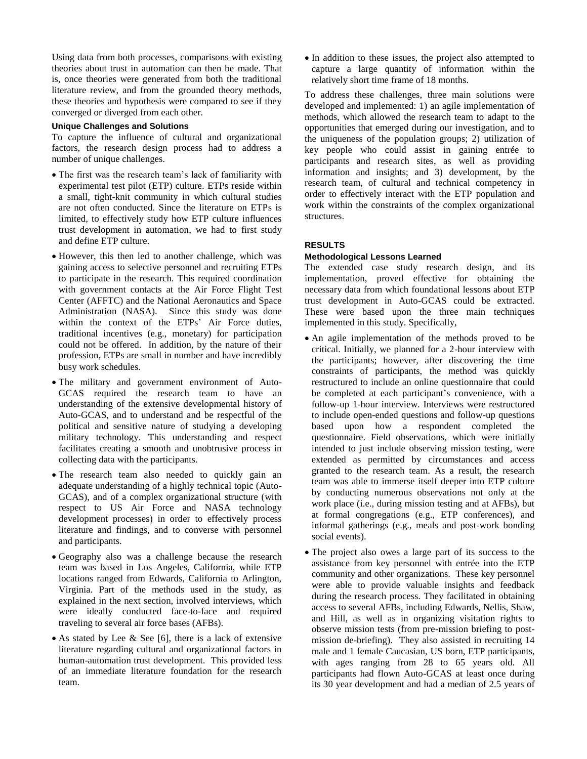Using data from both processes, comparisons with existing theories about trust in automation can then be made. That is, once theories were generated from both the traditional literature review, and from the grounded theory methods, these theories and hypothesis were compared to see if they converged or diverged from each other.

### Unique Challenges and Solutions

To capture the influence of cultural and organizational factors, the research design process had to address a number of unique challenges.

- The first was the research team's lack of familiarity with experimental test pilot (ETP) culture. ETPs reside within a small, tight-knit community in which cultural studies are not often conducted. Since the literature on ETPs is limited, to effectively study how ETP culture influences trust development in automation, we had to first study and define ETP culture.
- However, this then led to another challenge, which was gaining access to selective personnel and recruiting ETPs to participate in the research. This required coordination with government contacts at the Air Force Flight Test Center (AFFTC) and the National Aeronautics and Space Administration (NASA). Since this study was done within the context of the ETPs' Air Force duties, traditional incentives (e.g., monetary) for participation could not be offered. In addition, by the nature of their profession, ETPs are small in number and have incredibly busy work schedules.
- The military and government environment of Auto-GCAS required the research team to have an understanding of the extensive developmental history of Auto-GCAS, and to understand and be respectful of the political and sensitive nature of studying a developing military technology. This understanding and respect facilitates creating a smooth and unobtrusive process in collecting data with the participants.
- The research team also needed to quickly gain an adequate understanding of a highly technical topic (Auto-GCAS), and of a complex organizational structure (with respect to US Air Force and NASA technology development processes) in order to effectively process literature and findings, and to converse with personnel and participants.
- Geography also was a challenge because the research team was based in Los Angeles, California, while ETP locations ranged from Edwards, California to Arlington, Virginia. Part of the methods used in the study, as explained in the next section, involved interviews, which were ideally conducted face-to-face and required traveling to several air force bases (AFBs).
- As stated by Lee & See [6], there is a lack of extensive literature regarding cultural and organizational factors in human-automation trust development. This provided less of an immediate literature foundation for the research team.
- In addition to these issues, the project also attempted to capture a large quantity of information within the relatively short time frame of 18 months.

To address these challenges, three main solutions were developed and implemented: 1) an agile implementation of methods, which allowed the research team to adapt to the opportunities that emerged during our investigation, and to the uniqueness of the population groups; 2) utilization of key people who could assist in gaining entrée to participants and research sites, as well as providing information and insights; and 3) development, by the research team, of cultural and technical competency in order to effectively interact with the ETP population and work within the constraints of the complex organizational structures.

## RESULTS

### Methodological Lessons Learned

The extended case study research design, and its implementation, proved effective for obtaining the necessary data from which foundational lessons about ETP trust development in Auto-GCAS could be extracted. These were based upon the three main techniques implemented in this study. Specifically,

- An agile implementation of the methods proved to be critical. Initially, we planned for a 2-hour interview with the participants; however, after discovering the time constraints of participants, the method was quickly restructured to include an online questionnaire that could be completed at each participant's convenience, with a follow-up 1-hour interview. Interviews were restructured to include open-ended questions and follow-up questions based upon how a respondent completed the questionnaire. Field observations, which were initially intended to just include observing mission testing, were extended as permitted by circumstances and access granted to the research team. As a result, the research team was able to immerse itself deeper into ETP culture by conducting numerous observations not only at the work place (i.e., during mission testing and at AFBs), but at formal congregations (e.g., ETP conferences), and informal gatherings (e.g., meals and post-work bonding social events).
- The project also owes a large part of its success to the assistance from key personnel with entrée into the ETP community and other organizations. These key personnel were able to provide valuable insights and feedback during the research process. They facilitated in obtaining access to several AFBs, including Edwards, Nellis, Shaw, and Hill, as well as in organizing visitation rights to observe mission tests (from pre-mission briefing to post-mission de-briefing). They also assisted in recruiting 14 male and 1 female Caucasian, US born, ETP participants, with ages ranging from 28 to 65 years old. All participants had flown Auto-GCAS at least once during its 30 year development and had a median of 2.5 years of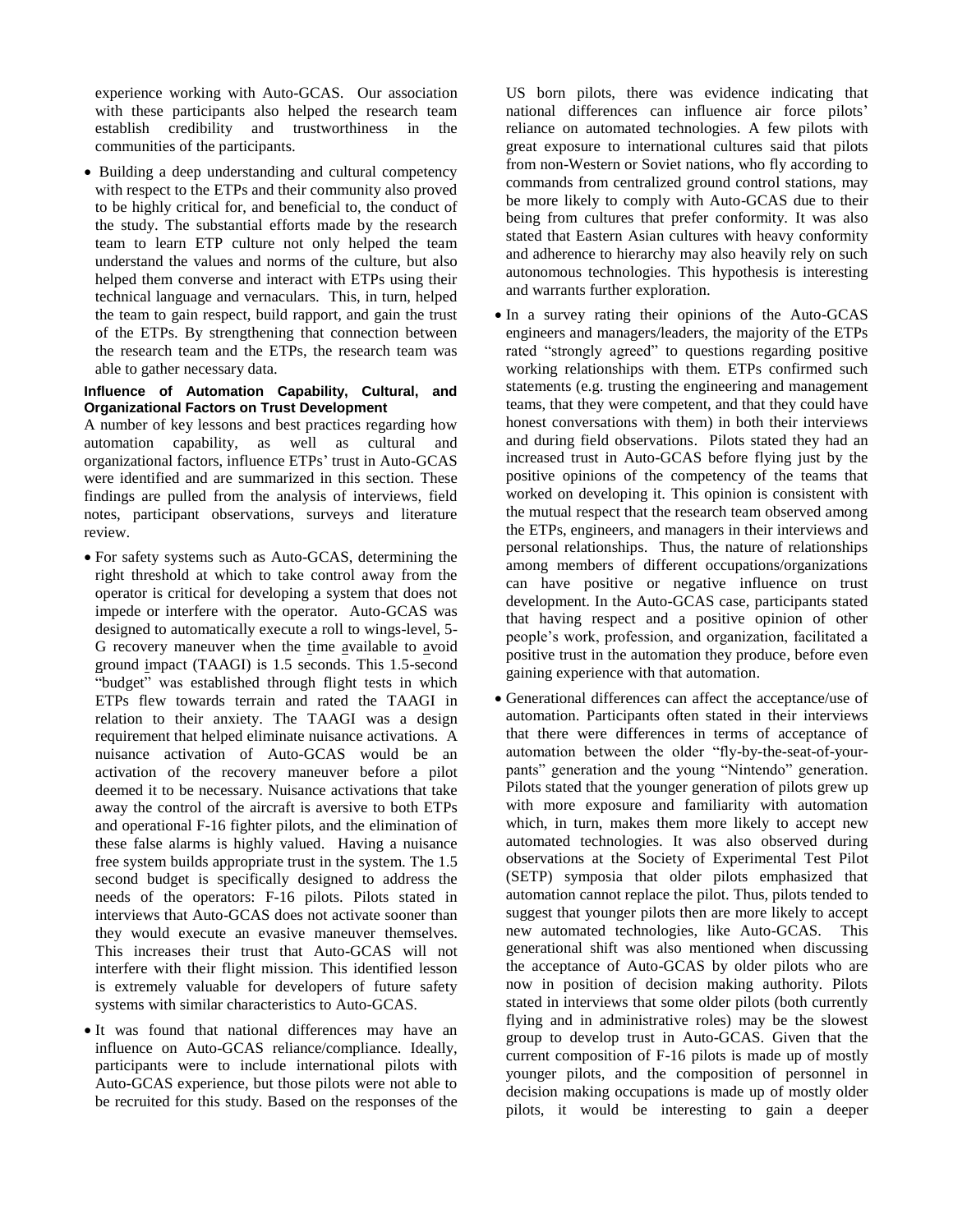experience working with Auto-GCAS. Our association with these participants also helped the research team establish credibility and trustworthiness in the communities of the participants.

- Building a deep understanding and cultural competency with respect to the ETPs and their community also proved to be highly critical for, and beneficial to, the conduct of the study. The substantial efforts made by the research team to learn ETP culture not only helped the team understand the values and norms of the culture, but also helped them converse and interact with ETPs using their technical language and vernaculars. This, in turn, helped the team to gain respect, build rapport, and gain the trust of the ETPs. By strengthening that connection between the research team and the ETPs, the research team was able to gather necessary data.

#### Influence of Automation Capability, Cultural, and Organizational Factors on Trust Development

A number of key lessons and best practices regarding how automation capability, as well as cultural and organizational factors, influence ETPs' trust in Auto-GCAS were identified and are summarized in this section. These findings are pulled from the analysis of interviews, field notes, participant observations, surveys and literature review.

- For safety systems such as Auto-GCAS, determining the right threshold at which to take control away from the operator is critical for developing a system that does not impede or interfere with the operator. Auto-GCAS was designed to automatically execute a roll to wings-level, 5-G recovery maneuver when the time available to avoid ground impact (TAAGI) is 1.5 seconds. This 1.5-second "budget" was established through flight tests in which ETPs flew towards terrain and rated the TAAGI in relation to their anxiety. The TAAGI was a design requirement that helped eliminate nuisance activations. A nuisance activation of Auto-GCAS would be an activation of the recovery maneuver before a pilot deemed it to be necessary. Nuisance activations that take away the control of the aircraft is aversive to both ETPs and operational F-16 fighter pilots, and the elimination of these false alarms is highly valued. Having a nuisance free system builds appropriate trust in the system. The 1.5 second budget is specifically designed to address the needs of the operators: F-16 pilots. Pilots stated in interviews that Auto-GCAS does not activate sooner than they would execute an evasive maneuver themselves. This increases their trust that Auto-GCAS will not interfere with their flight mission. This identified lesson is extremely valuable for developers of future safety systems with similar characteristics to Auto-GCAS.

- It was found that national differences may have an influence on Auto-GCAS reliance/compliance. Ideally, participants were to include international pilots with Auto-GCAS experience, but those pilots were not able to be recruited for this study. Based on the responses of the US born pilots, there was evidence indicating that national differences can influence air force pilots' reliance on automated technologies. A few pilots with great exposure to international cultures said that pilots from non-Western or Soviet nations, who fly according to commands from centralized ground control stations, may be more likely to comply with Auto-GCAS due to their being from cultures that prefer conformity. It was also stated that Eastern Asian cultures with heavy conformity and adherence to hierarchy may also heavily rely on such autonomous technologies. This hypothesis is interesting and warrants further exploration.

- In a survey rating their opinions of the Auto-GCAS engineers and managers/leaders, the majority of the ETPs rated "strongly agreed" to questions regarding positive working relationships with them. ETPs confirmed such statements (e.g. trusting the engineering and management teams, that they were competent, and that they could have honest conversations with them) in both their interviews and during field observations. Pilots stated they had an increased trust in Auto-GCAS before flying just by the positive opinions of the competency of the teams that worked on developing it. This opinion is consistent with the mutual respect that the research team observed among the ETPs, engineers, and managers in their interviews and personal relationships. Thus, the nature of relationships among members of different occupations/organizations can have positive or negative influence on trust development. In the Auto-GCAS case, participants stated that having respect and a positive opinion of other people's work, profession, and organization, facilitated a positive trust in the automation they produce, before even gaining experience with that automation.

- Generational differences can affect the acceptance/use of automation. Participants often stated in their interviews that there were differences in terms of acceptance of automation between the older "fly-by-the-seat-of-your-pants" generation and the young "Nintendo" generation. Pilots stated that the younger generation of pilots grew up with more exposure and familiarity with automation which, in turn, makes them more likely to accept new automated technologies. It was also observed during observations at the Society of Experimental Test Pilot (SETP) symposia that older pilots emphasized that automation cannot replace the pilot. Thus, pilots tended to suggest that younger pilots then are more likely to accept new automated technologies, like Auto-GCAS. This generational shift was also mentioned when discussing the acceptance of Auto-GCAS by older pilots who are now in position of decision making authority. Pilots stated in interviews that some older pilots (both currently flying and in administrative roles) may be the slowest group to develop trust in Auto-GCAS. Given that the current composition of F-16 pilots is made up of mostly younger pilots, and the composition of personnel in decision making occupations is made up of mostly older pilots, it would be interesting to gain a deeper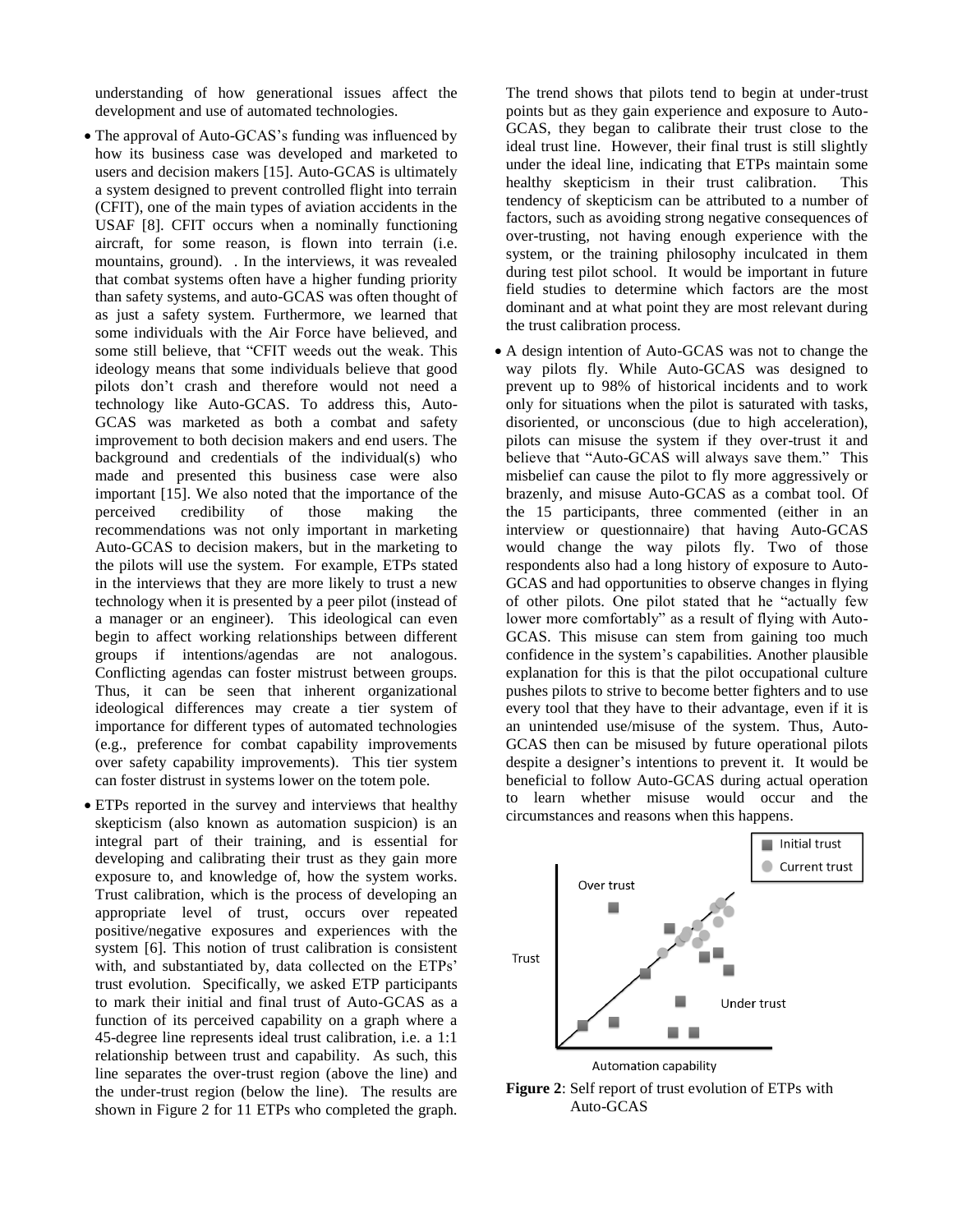understanding of how generational issues affect the development and use of automated technologies.

- The approval of Auto-GCAS's funding was influenced by how its business case was developed and marketed to users and decision makers [15]. Auto-GCAS is ultimately a system designed to prevent controlled flight into terrain (CFIT), one of the main types of aviation accidents in the USAF [8]. CFIT occurs when a nominally functioning aircraft, for some reason, is flown into terrain (i.e. mountains, ground). . In the interviews, it was revealed that combat systems often have a higher funding priority than safety systems, and auto-GCAS was often thought of as just a safety system. Furthermore, we learned that some individuals with the Air Force have believed, and some still believe, that "CFIT weeds out the weak. This ideology means that some individuals believe that good pilots don't crash and therefore would not need a technology like Auto-GCAS. To address this, Auto-GCAS was marketed as both a combat and safety improvement to both decision makers and end users. The background and credentials of the individual(s) who made and presented this business case were also important [15]. We also noted that the importance of the perceived credibility of those making the recommendations was not only important in marketing Auto-GCAS to decision makers, but in the marketing to the pilots will use the system. For example, ETPs stated in the interviews that they are more likely to trust a new technology when it is presented by a peer pilot (instead of a manager or an engineer). This ideological can even begin to affect working relationships between different groups if intentions/agendas are not analogous. Conflicting agendas can foster mistrust between groups. Thus, it can be seen that inherent organizational ideological differences may create a tier system of importance for different types of automated technologies (e.g., preference for combat capability improvements over safety capability improvements). This tier system can foster distrust in systems lower on the totem pole.

- ETPs reported in the survey and interviews that healthy skepticism (also known as automation suspicion) is an integral part of their training, and is essential for developing and calibrating their trust as they gain more exposure to, and knowledge of, how the system works. Trust calibration, which is the process of developing an appropriate level of trust, occurs over repeated positive/negative exposures and experiences with the system [6]. This notion of trust calibration is consistent with, and substantiated by, data collected on the ETPs' trust evolution. Specifically, we asked ETP participants to mark their initial and final trust of Auto-GCAS as a function of its perceived capability on a graph where a 45-degree line represents ideal trust calibration, i.e. a 1:1 relationship between trust and capability. As such, this line separates the over-trust region (above the line) and the under-trust region (below the line). The results are shown in Figure 2 for 11 ETPs who completed the graph. The trend shows that pilots tend to begin at under-trust points but as they gain experience and exposure to Auto-GCAS, they began to calibrate their trust close to the ideal trust line. However, their final trust is still slightly under the ideal line, indicating that ETPs maintain some healthy skepticism in their trust calibration. This tendency of skepticism can be attributed to a number of factors, such as avoiding strong negative consequences of over-trusting, not having enough experience with the system, or the training philosophy inculcated in them during test pilot school. It would be important in future field studies to determine which factors are the most dominant and at what point they are most relevant during the trust calibration process.

- A design intention of Auto-GCAS was not to change the way pilots fly. While Auto-GCAS was designed to prevent up to 98% of historical incidents and to work only for situations when the pilot is saturated with tasks, disoriented, or unconscious (due to high acceleration), pilots can misuse the system if they over-trust it and believe that "Auto-GCAS will always save them." This misbelief can cause the pilot to fly more aggressively or brazenly, and misuse Auto-GCAS as a combat tool. Of the 15 participants, three commented (either in an interview or questionnaire) that having Auto-GCAS would change the way pilots fly. Two of those respondents also had a long history of exposure to Auto-GCAS and had opportunities to observe changes in flying of other pilots. One pilot stated that he "actually few lower more comfortably" as a result of flying with Auto-GCAS. This misuse can stem from gaining too much confidence in the system's capabilities. Another plausible explanation for this is that the pilot occupational culture pushes pilots to strive to become better fighters and to use every tool that they have to their advantage, even if it is an unintended use/misuse of the system. Thus, Auto-GCAS then can be misused by future operational pilots despite a designer's intentions to prevent it. It would be beneficial to follow Auto-GCAS during actual operation to learn whether misuse would occur and the circumstances and reasons when this happens.

**Figure 2**: Self report of trust evolution of ETPs with Auto-GCAS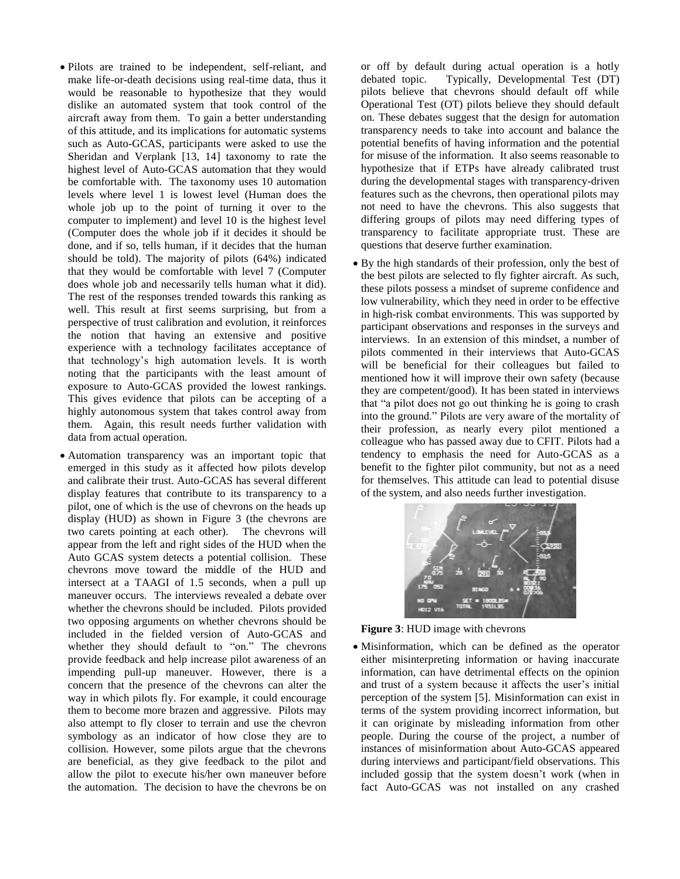- Pilots are trained to be independent, self-reliant, and make life-or-death decisions using real-time data, thus it would be reasonable to hypothesize that they would dislike an automated system that took control of the aircraft away from them. To gain a better understanding of this attitude, and its implications for automatic systems such as Auto-GCAS, participants were asked to use the Sheridan and Verplank [13, 14] taxonomy to rate the highest level of Auto-GCAS automation that they would be comfortable with. The taxonomy uses 10 automation levels where level 1 is lowest level (Human does the whole job up to the point of turning it over to the computer to implement) and level 10 is the highest level (Computer does the whole job if it decides it should be done, and if so, tells human, if it decides that the human should be told). The majority of pilots (64%) indicated that they would be comfortable with level 7 (Computer does whole job and necessarily tells human what it did). The rest of the responses trended towards this ranking as well. This result at first seems surprising, but from a perspective of trust calibration and evolution, it reinforces the notion that having an extensive and positive experience with a technology facilitates acceptance of that technology's high automation levels. It is worth noting that the participants with the least amount of exposure to Auto-GCAS provided the lowest rankings. This gives evidence that pilots can be accepting of a highly autonomous system that takes control away from them. Again, this result needs further validation with data from actual operation.

- Automation transparency was an important topic that emerged in this study as it affected how pilots develop and calibrate their trust. Auto-GCAS has several different display features that contribute to its transparency to a pilot, one of which is the use of chevrons on the heads up display (HUD) as shown in Figure 3 (the chevrons are two carets pointing at each other). The chevrons will appear from the left and right sides of the HUD when the Auto GCAS system detects a potential collision. These chevrons move toward the middle of the HUD and intersect at a TAAGI of 1.5 seconds, when a pull up maneuver occurs. The interviews revealed a debate over whether the chevrons should be included. Pilots provided two opposing arguments on whether chevrons should be included in the fielded version of Auto-GCAS and whether they should default to "on." The chevrons provide feedback and help increase pilot awareness of an impending pull-up maneuver. However, there is a concern that the presence of the chevrons can alter the way in which pilots fly. For example, it could encourage them to become more brazen and aggressive. Pilots may also attempt to fly closer to terrain and use the chevron symbology as an indicator of how close they are to collision. However, some pilots argue that the chevrons are beneficial, as they give feedback to the pilot and allow the pilot to execute his/her own maneuver before the automation. The decision to have the chevrons be on or off by default during actual operation is a hotly debated topic. Typically, Developmental Test (DT) pilots believe that chevrons should default off while Operational Test (OT) pilots believe they should default on. These debates suggest that the design for automation transparency needs to take into account and balance the potential benefits of having information and the potential for misuse of the information. It also seems reasonable to hypothesize that if ETPs have already calibrated trust during the developmental stages with transparency-driven features such as the chevrons, then operational pilots may not need to have the chevrons. This also suggests that differing groups of pilots may need differing types of transparency to facilitate appropriate trust. These are questions that deserve further examination.

- By the high standards of their profession, only the best of the best pilots are selected to fly fighter aircraft. As such, these pilots possess a mindset of supreme confidence and low vulnerability, which they need in order to be effective in high-risk combat environments. This was supported by participant observations and responses in the surveys and interviews. In an extension of this mindset, a number of pilots commented in their interviews that Auto-GCAS will be beneficial for their colleagues but failed to mentioned how it will improve their own safety (because they are competent/good). It has been stated in interviews that "a pilot does not go out thinking he is going to crash into the ground." Pilots are very aware of the mortality of their profession, as nearly every pilot mentioned a colleague who has passed away due to CFIT. Pilots had a tendency to emphasis the need for Auto-GCAS as a benefit to the fighter pilot community, but not as a need for themselves. This attitude can lead to potential disuse of the system, and also needs further investigation.

**Figure 3**: HUD image with chevrons

- Misinformation, which can be defined as the operator either misinterpreting information or having inaccurate information, can have detrimental effects on the opinion and trust of a system because it affects the user's initial perception of the system [5]. Misinformation can exist in terms of the system providing incorrect information, but it can originate by misleading information from other people. During the course of the project, a number of instances of misinformation about Auto-GCAS appeared during interviews and participant/field observations. This included gossip that the system doesn't work (when in fact Auto-GCAS was not installed on any crashed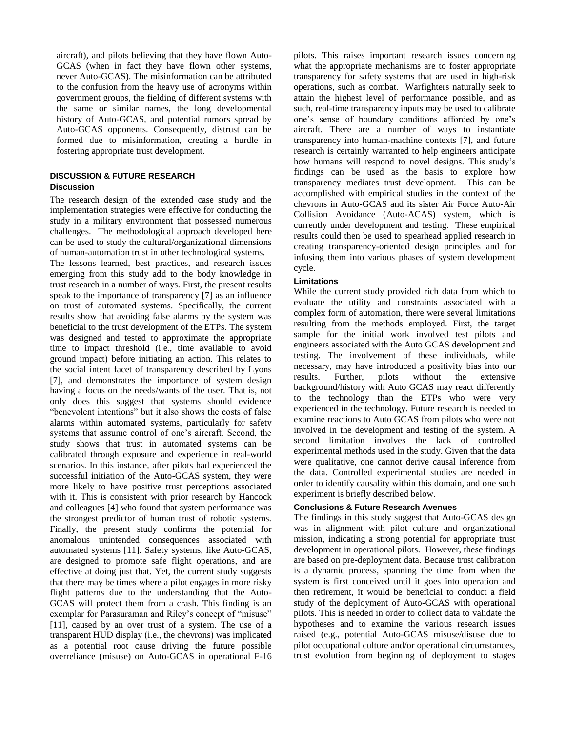aircraft), and pilots believing that they have flown Auto-GCAS (when in fact they have flown other systems, never Auto-GCAS). The misinformation can be attributed to the confusion from the heavy use of acronyms within government groups, the fielding of different systems with the same or similar names, the long developmental history of Auto-GCAS, and potential rumors spread by Auto-GCAS opponents. Consequently, distrust can be formed due to misinformation, creating a hurdle in fostering appropriate trust development.

## DISCUSSION & FUTURE RESEARCH

### Discussion

The research design of the extended case study and the implementation strategies were effective for conducting the study in a military environment that possessed numerous challenges. The methodological approach developed here can be used to study the cultural/organizational dimensions of human-automation trust in other technological systems.

The lessons learned, best practices, and research issues emerging from this study add to the body knowledge in trust research in a number of ways. First, the present results speak to the importance of transparency [7] as an influence on trust of automated systems. Specifically, the current results show that avoiding false alarms by the system was beneficial to the trust development of the ETPs. The system was designed and tested to approximate the appropriate time to impact threshold (i.e., time available to avoid ground impact) before initiating an action. This relates to the social intent facet of transparency described by Lyons [7], and demonstrates the importance of system design having a focus on the needs/wants of the user. That is, not only does this suggest that systems should evidence "benevolent intentions" but it also shows the costs of false alarms within automated systems, particularly for safety systems that assume control of one's aircraft. Second, the study shows that trust in automated systems can be calibrated through exposure and experience in real-world scenarios. In this instance, after pilots had experienced the successful initiation of the Auto-GCAS system, they were more likely to have positive trust perceptions associated with it. This is consistent with prior research by Hancock and colleagues [4] who found that system performance was the strongest predictor of human trust of robotic systems. Finally, the present study confirms the potential for anomalous unintended consequences associated with automated systems [11]. Safety systems, like Auto-GCAS, are designed to promote safe flight operations, and are effective at doing just that. Yet, the current study suggests that there may be times where a pilot engages in more risky flight patterns due to the understanding that the Auto-GCAS will protect them from a crash. This finding is an exemplar for Parasuraman and Riley's concept of "misuse" [11], caused by an over trust of a system. The use of a transparent HUD display (i.e., the chevrons) was implicated as a potential root cause driving the future possible overreliance (misuse) on Auto-GCAS in operational F-16 pilots. This raises important research issues concerning what the appropriate mechanisms are to foster appropriate transparency for safety systems that are used in high-risk operations, such as combat. Warfighters naturally seek to attain the highest level of performance possible, and as such, real-time transparency inputs may be used to calibrate one's sense of boundary conditions afforded by one's aircraft. There are a number of ways to instantiate transparency into human-machine contexts [7], and future research is certainly warranted to help engineers anticipate how humans will respond to novel designs. This study's findings can be used as the basis to explore how transparency mediates trust development. This can be accomplished with empirical studies in the context of the chevrons in Auto-GCAS and its sister Air Force Auto-Air Collision Avoidance (Auto-ACAS) system, which is currently under development and testing. These empirical results could then be used to spearhead applied research in creating transparency-oriented design principles and for infusing them into various phases of system development cycle.

### Limitations

While the current study provided rich data from which to evaluate the utility and constraints associated with a complex form of automation, there were several limitations resulting from the methods employed. First, the target sample for the initial work involved test pilots and engineers associated with the Auto GCAS development and testing. The involvement of these individuals, while necessary, may have introduced a positivity bias into our results. Further, pilots without the extensive background/history with Auto GCAS may react differently to the technology than the ETPs who were very experienced in the technology. Future research is needed to examine reactions to Auto GCAS from pilots who were not involved in the development and testing of the system. A second limitation involves the lack of controlled experimental methods used in the study. Given that the data were qualitative, one cannot derive causal inference from the data. Controlled experimental studies are needed in order to identify causality within this domain, and one such experiment is briefly described below.

### Conclusions & Future Research Avenues

The findings in this study suggest that Auto-GCAS design was in alignment with pilot culture and organizational mission, indicating a strong potential for appropriate trust development in operational pilots. However, these findings are based on pre-deployment data. Because trust calibration is a dynamic process, spanning the time from when the system is first conceived until it goes into operation and then retirement, it would be beneficial to conduct a field study of the deployment of Auto-GCAS with operational pilots. This is needed in order to collect data to validate the hypotheses and to examine the various research issues raised (e.g., potential Auto-GCAS misuse/disuse due to pilot occupational culture and/or operational circumstances, trust evolution from beginning of deployment to stages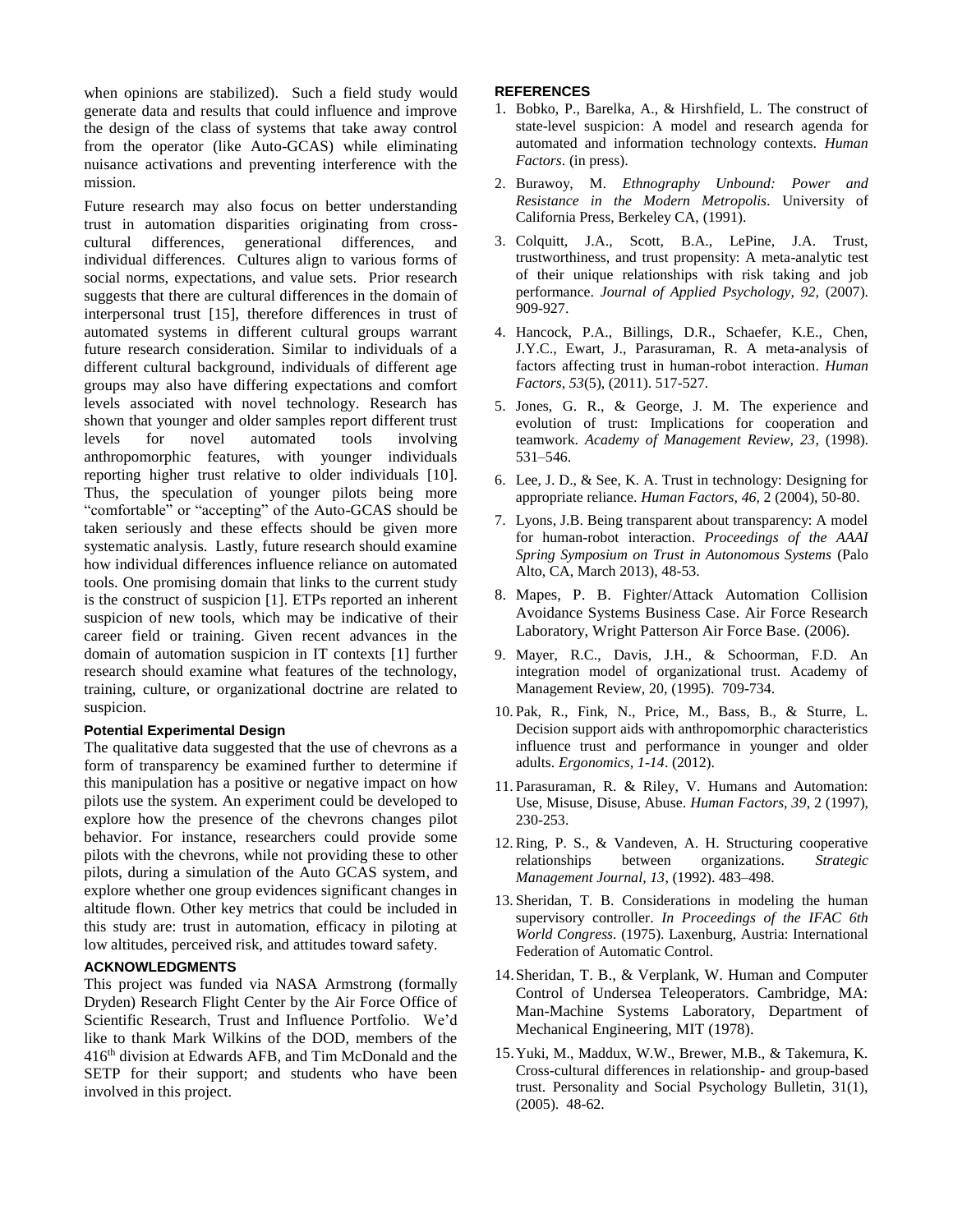when opinions are stabilized). Such a field study would generate data and results that could influence and improve the design of the class of systems that take away control from the operator (like Auto-GCAS) while eliminating nuisance activations and preventing interference with the mission.

Future research may also focus on better understanding trust in automation disparities originating from cross-cultural differences, generational differences, and individual differences. Cultures align to various forms of social norms, expectations, and value sets. Prior research suggests that there are cultural differences in the domain of interpersonal trust [15], therefore differences in trust of automated systems in different cultural groups warrant future research consideration. Similar to individuals of a different cultural background, individuals of different age groups may also have differing expectations and comfort levels associated with novel technology. Research has shown that younger and older samples report different trust levels for novel automated tools involving anthropomorphic features, with younger individuals reporting higher trust relative to older individuals [10]. Thus, the speculation of younger pilots being more "comfortable" or "accepting" of the Auto-GCAS should be taken seriously and these effects should be given more systematic analysis. Lastly, future research should examine how individual differences influence reliance on automated tools. One promising domain that links to the current study is the construct of suspicion [1]. ETPs reported an inherent suspicion of new tools, which may be indicative of their career field or training. Given recent advances in the domain of automation suspicion in IT contexts [1] further research should examine what features of the technology, training, culture, or organizational doctrine are related to suspicion.

### Potential Experimental Design

The qualitative data suggested that the use of chevrons as a form of transparency be examined further to determine if this manipulation has a positive or negative impact on how pilots use the system. An experiment could be developed to explore how the presence of the chevrons changes pilot behavior. For instance, researchers could provide some pilots with the chevrons, while not providing these to other pilots, during a simulation of the Auto GCAS system, and explore whether one group evidences significant changes in altitude flown. Other key metrics that could be included in this study are: trust in automation, efficacy in piloting at low altitudes, perceived risk, and attitudes toward safety.

## ACKNOWLEDGMENTS

This project was funded via NASA Armstrong (formally Dryden) Research Flight Center by the Air Force Office of Scientific Research, Trust and Influence Portfolio. We'd like to thank Mark Wilkins of the DOD, members of the 416th division at Edwards AFB, and Tim McDonald and the SETP for their support; and students who have been involved in this project.

## REFERENCES

1. Bobko, P., Barelka, A., & Hirshfield, L. The construct of state-level suspicion: A model and research agenda for automated and information technology contexts. *Human Factors*. (in press).
2. Burawoy, M. *Ethnography Unbound: Power and Resistance in the Modern Metropolis*. University of California Press, Berkeley CA, (1991).
3. Colquitt, J.A., Scott, B.A., LePine, J.A. Trust, trustworthiness, and trust propensity: A meta-analytic test of their unique relationships with risk taking and job performance. *Journal of Applied Psychology, 92*, (2007). 909-927.
4. Hancock, P.A., Billings, D.R., Schaefer, K.E., Chen, J.Y.C., Ewart, J., Parasuraman, R. A meta-analysis of factors affecting trust in human-robot interaction. *Human Factors, 53*(5), (2011). 517-527.
5. Jones, G. R., & George, J. M. The experience and evolution of trust: Implications for cooperation and teamwork. *Academy of Management Review, 23*, (1998). 531–546.
6. Lee, J. D., & See, K. A. Trust in technology: Designing for appropriate reliance. *Human Factors, 46*, 2 (2004), 50-80.
7. Lyons, J.B. Being transparent about transparency: A model for human-robot interaction. *Proceedings of the AAAI Spring Symposium on Trust in Autonomous Systems* (Palo Alto, CA, March 2013), 48-53.
8. Mapes, P. B. Fighter/Attack Automation Collision Avoidance Systems Business Case. Air Force Research Laboratory, Wright Patterson Air Force Base. (2006).
9. Mayer, R.C., Davis, J.H., & Schoorman, F.D. An integration model of organizational trust. Academy of Management Review, 20, (1995). 709-734.
10. Pak, R., Fink, N., Price, M., Bass, B., & Sturre, L. Decision support aids with anthropomorphic characteristics influence trust and performance in younger and older adults. *Ergonomics, 1-14*. (2012).
11. Parasuraman, R. & Riley, V. Humans and Automation: Use, Misuse, Disuse, Abuse. *Human Factors, 39*, 2 (1997), 230-253.
12. Ring, P. S., & Vandeven, A. H. Structuring cooperative relationships between organizations. *Strategic Management Journal, 13*, (1992). 483–498.
13. Sheridan, T. B. Considerations in modeling the human supervisory controller. *In Proceedings of the IFAC 6th World Congress.* (1975). Laxenburg, Austria: International Federation of Automatic Control.
14. Sheridan, T. B., & Verplank, W. Human and Computer Control of Undersea Teleoperators. Cambridge, MA: Man-Machine Systems Laboratory, Department of Mechanical Engineering, MIT (1978).
15. Yuki, M., Maddux, W.W., Brewer, M.B., & Takemura, K. Cross-cultural differences in relationship- and group-based trust. Personality and Social Psychology Bulletin, 31(1), (2005). 48-62.